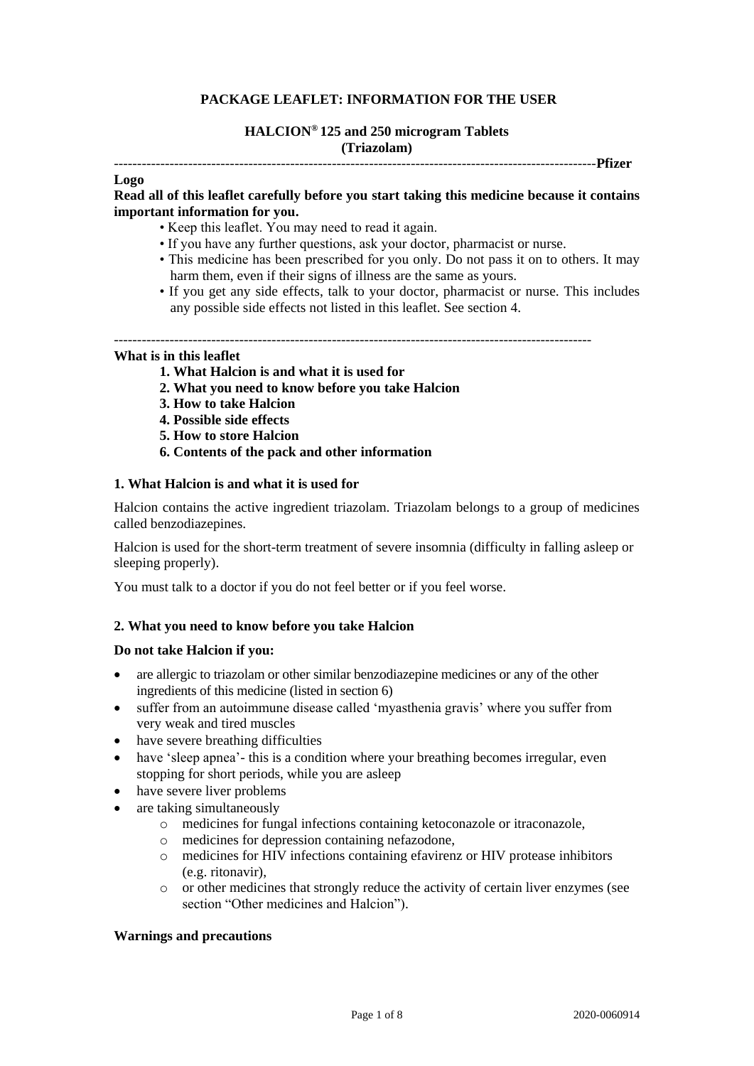**PACKAGE LEAFLET: INFORMATION FOR THE USER**

**HALCION® 125 and 250 microgram Tablets**
**(Triazolam)**

---

**Pfizer Logo**

**Read all of this leaflet carefully before you start taking this medicine because it contains important information for you.**

- Keep this leaflet. You may need to read it again.
- If you have any further questions, ask your doctor, pharmacist or nurse.
- This medicine has been prescribed for you only. Do not pass it on to others. It may harm them, even if their signs of illness are the same as yours.
- If you get any side effects, talk to your doctor, pharmacist or nurse. This includes any possible side effects not listed in this leaflet. See section 4.

---

**What is in this leaflet**

1. **What Halcion is and what it is used for**
2. **What you need to know before you take Halcion**
3. **How to take Halcion**
4. **Possible side effects**
5. **How to store Halcion**
6. **Contents of the pack and other information**

## 1. What Halcion is and what it is used for

Halcion contains the active ingredient triazolam. Triazolam belongs to a group of medicines called benzodiazepines.

Halcion is used for the short-term treatment of severe insomnia (difficulty in falling asleep or sleeping properly).

You must talk to a doctor if you do not feel better or if you feel worse.

## 2. What you need to know before you take Halcion

**Do not take Halcion if you:**

- are allergic to triazolam or other similar benzodiazepine medicines or any of the other ingredients of this medicine (listed in section 6)
- suffer from an autoimmune disease called 'myasthenia gravis' where you suffer from very weak and tired muscles
- have severe breathing difficulties
- have 'sleep apnea'- this is a condition where your breathing becomes irregular, even stopping for short periods, while you are asleep
- have severe liver problems
- are taking simultaneously
  - medicines for fungal infections containing ketoconazole or itraconazole,
  - medicines for depression containing nefazodone,
  - medicines for HIV infections containing efavirenz or HIV protease inhibitors (e.g. ritonavir),
  - or other medicines that strongly reduce the activity of certain liver enzymes (see section "Other medicines and Halcion").

**Warnings and precautions**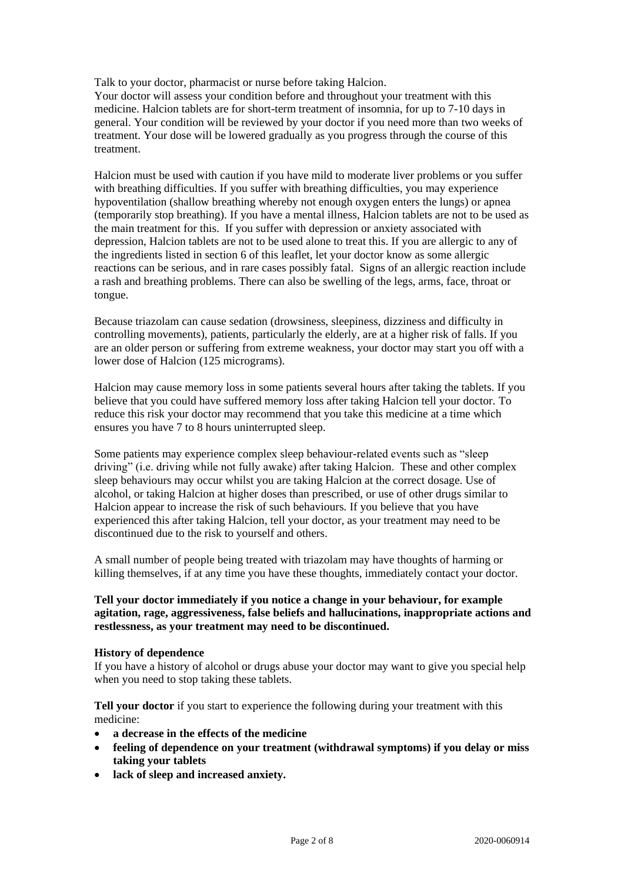Talk to your doctor, pharmacist or nurse before taking Halcion.
Your doctor will assess your condition before and throughout your treatment with this medicine. Halcion tablets are for short-term treatment of insomnia, for up to 7-10 days in general. Your condition will be reviewed by your doctor if you need more than two weeks of treatment. Your dose will be lowered gradually as you progress through the course of this treatment.

Halcion must be used with caution if you have mild to moderate liver problems or you suffer with breathing difficulties. If you suffer with breathing difficulties, you may experience hypoventilation (shallow breathing whereby not enough oxygen enters the lungs) or apnea (temporarily stop breathing). If you have a mental illness, Halcion tablets are not to be used as the main treatment for this. If you suffer with depression or anxiety associated with depression, Halcion tablets are not to be used alone to treat this. If you are allergic to any of the ingredients listed in section 6 of this leaflet, let your doctor know as some allergic reactions can be serious, and in rare cases possibly fatal. Signs of an allergic reaction include a rash and breathing problems. There can also be swelling of the legs, arms, face, throat or tongue.

Because triazolam can cause sedation (drowsiness, sleepiness, dizziness and difficulty in controlling movements), patients, particularly the elderly, are at a higher risk of falls. If you are an older person or suffering from extreme weakness, your doctor may start you off with a lower dose of Halcion (125 micrograms).

Halcion may cause memory loss in some patients several hours after taking the tablets. If you believe that you could have suffered memory loss after taking Halcion tell your doctor. To reduce this risk your doctor may recommend that you take this medicine at a time which ensures you have 7 to 8 hours uninterrupted sleep.

Some patients may experience complex sleep behaviour-related events such as "sleep driving" (i.e. driving while not fully awake) after taking Halcion. These and other complex sleep behaviours may occur whilst you are taking Halcion at the correct dosage. Use of alcohol, or taking Halcion at higher doses than prescribed, or use of other drugs similar to Halcion appear to increase the risk of such behaviours. If you believe that you have experienced this after taking Halcion, tell your doctor, as your treatment may need to be discontinued due to the risk to yourself and others.

A small number of people being treated with triazolam may have thoughts of harming or killing themselves, if at any time you have these thoughts, immediately contact your doctor.

**Tell your doctor immediately if you notice a change in your behaviour, for example agitation, rage, aggressiveness, false beliefs and hallucinations, inappropriate actions and restlessness, as your treatment may need to be discontinued.**

**History of dependence**
If you have a history of alcohol or drugs abuse your doctor may want to give you special help when you need to stop taking these tablets.

**Tell your doctor** if you start to experience the following during your treatment with this medicine:

- **a decrease in the effects of the medicine**
- **feeling of dependence on your treatment (withdrawal symptoms) if you delay or miss taking your tablets**
- **lack of sleep and increased anxiety.**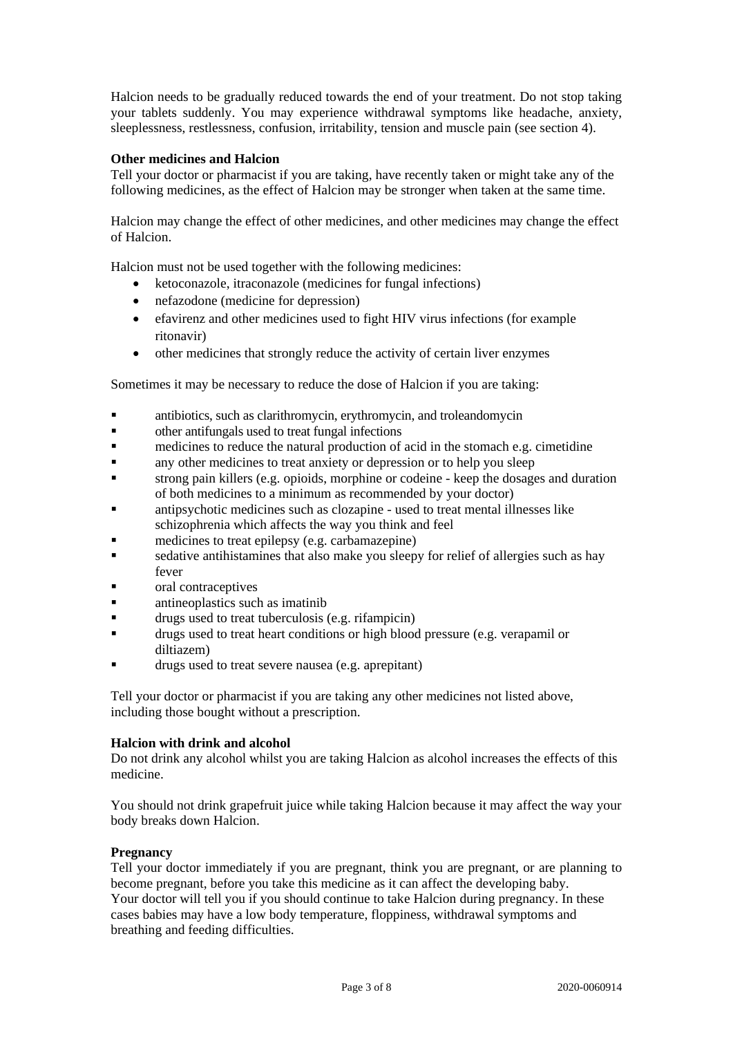Halcion needs to be gradually reduced towards the end of your treatment. Do not stop taking your tablets suddenly. You may experience withdrawal symptoms like headache, anxiety, sleeplessness, restlessness, confusion, irritability, tension and muscle pain (see section 4).

**Other medicines and Halcion**

Tell your doctor or pharmacist if you are taking, have recently taken or might take any of the following medicines, as the effect of Halcion may be stronger when taken at the same time.

Halcion may change the effect of other medicines, and other medicines may change the effect of Halcion.

Halcion must not be used together with the following medicines:

- ketoconazole, itraconazole (medicines for fungal infections)
- nefazodone (medicine for depression)
- efavirenz and other medicines used to fight HIV virus infections (for example ritonavir)
- other medicines that strongly reduce the activity of certain liver enzymes

Sometimes it may be necessary to reduce the dose of Halcion if you are taking:

- antibiotics, such as clarithromycin, erythromycin, and troleandomycin
- other antifungals used to treat fungal infections
- medicines to reduce the natural production of acid in the stomach e.g. cimetidine
- any other medicines to treat anxiety or depression or to help you sleep
- strong pain killers (e.g. opioids, morphine or codeine - keep the dosages and duration of both medicines to a minimum as recommended by your doctor)
- antipsychotic medicines such as clozapine - used to treat mental illnesses like schizophrenia which affects the way you think and feel
- medicines to treat epilepsy (e.g. carbamazepine)
- sedative antihistamines that also make you sleepy for relief of allergies such as hay fever
- oral contraceptives
- antineoplastics such as imatinib
- drugs used to treat tuberculosis (e.g. rifampicin)
- drugs used to treat heart conditions or high blood pressure (e.g. verapamil or diltiazem)
- drugs used to treat severe nausea (e.g. aprepitant)

Tell your doctor or pharmacist if you are taking any other medicines not listed above, including those bought without a prescription.

**Halcion with drink and alcohol**

Do not drink any alcohol whilst you are taking Halcion as alcohol increases the effects of this medicine.

You should not drink grapefruit juice while taking Halcion because it may affect the way your body breaks down Halcion.

**Pregnancy**

Tell your doctor immediately if you are pregnant, think you are pregnant, or are planning to become pregnant, before you take this medicine as it can affect the developing baby.
Your doctor will tell you if you should continue to take Halcion during pregnancy. In these cases babies may have a low body temperature, floppiness, withdrawal symptoms and breathing and feeding difficulties.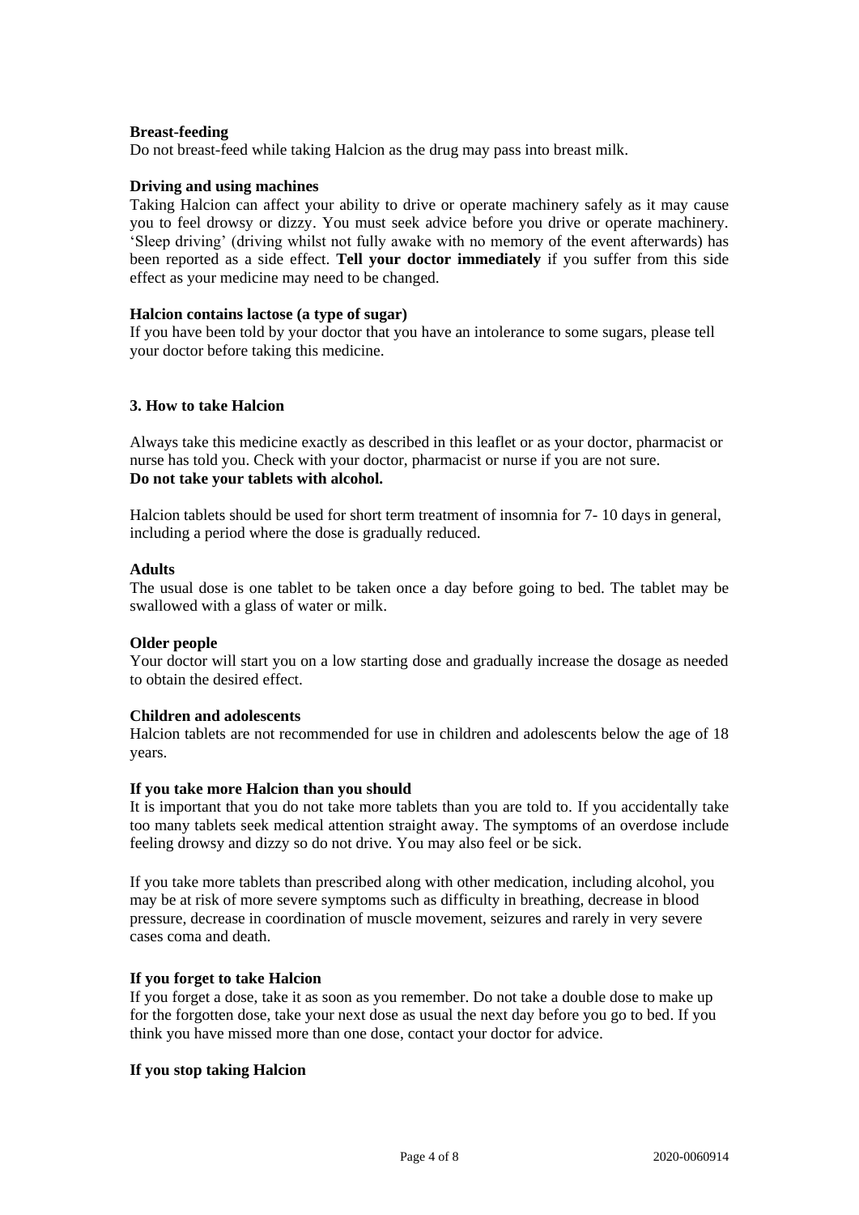**Breast-feeding**

Do not breast-feed while taking Halcion as the drug may pass into breast milk.

**Driving and using machines**

Taking Halcion can affect your ability to drive or operate machinery safely as it may cause you to feel drowsy or dizzy. You must seek advice before you drive or operate machinery. 'Sleep driving' (driving whilst not fully awake with no memory of the event afterwards) has been reported as a side effect. **Tell your doctor immediately** if you suffer from this side effect as your medicine may need to be changed.

**Halcion contains lactose (a type of sugar)**

If you have been told by your doctor that you have an intolerance to some sugars, please tell your doctor before taking this medicine.

## 3. How to take Halcion

Always take this medicine exactly as described in this leaflet or as your doctor, pharmacist or nurse has told you. Check with your doctor, pharmacist or nurse if you are not sure.
**Do not take your tablets with alcohol.**

Halcion tablets should be used for short term treatment of insomnia for 7- 10 days in general, including a period where the dose is gradually reduced.

**Adults**

The usual dose is one tablet to be taken once a day before going to bed. The tablet may be swallowed with a glass of water or milk.

**Older people**

Your doctor will start you on a low starting dose and gradually increase the dosage as needed to obtain the desired effect.

**Children and adolescents**

Halcion tablets are not recommended for use in children and adolescents below the age of 18 years.

**If you take more Halcion than you should**

It is important that you do not take more tablets than you are told to. If you accidentally take too many tablets seek medical attention straight away. The symptoms of an overdose include feeling drowsy and dizzy so do not drive. You may also feel or be sick.

If you take more tablets than prescribed along with other medication, including alcohol, you may be at risk of more severe symptoms such as difficulty in breathing, decrease in blood pressure, decrease in coordination of muscle movement, seizures and rarely in very severe cases coma and death.

**If you forget to take Halcion**

If you forget a dose, take it as soon as you remember. Do not take a double dose to make up for the forgotten dose, take your next dose as usual the next day before you go to bed. If you think you have missed more than one dose, contact your doctor for advice.

**If you stop taking Halcion**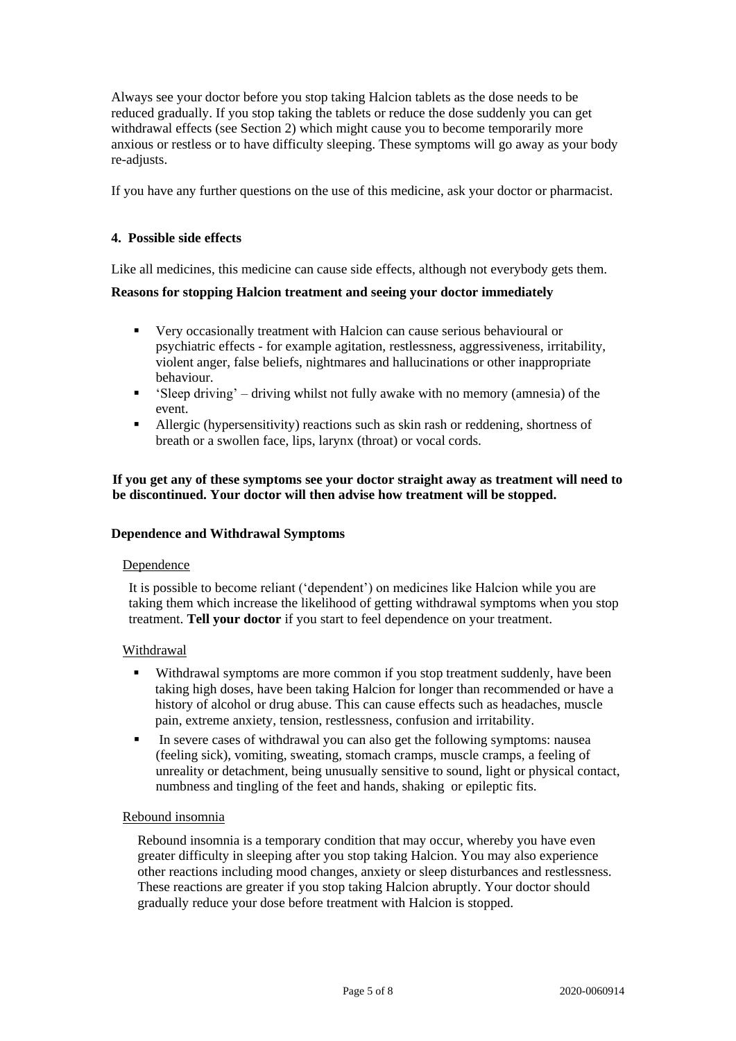Always see your doctor before you stop taking Halcion tablets as the dose needs to be reduced gradually. If you stop taking the tablets or reduce the dose suddenly you can get withdrawal effects (see Section 2) which might cause you to become temporarily more anxious or restless or to have difficulty sleeping. These symptoms will go away as your body re-adjusts.

If you have any further questions on the use of this medicine, ask your doctor or pharmacist.

## 4. Possible side effects

Like all medicines, this medicine can cause side effects, although not everybody gets them.

**Reasons for stopping Halcion treatment and seeing your doctor immediately**

- Very occasionally treatment with Halcion can cause serious behavioural or psychiatric effects - for example agitation, restlessness, aggressiveness, irritability, violent anger, false beliefs, nightmares and hallucinations or other inappropriate behaviour.
- 'Sleep driving' – driving whilst not fully awake with no memory (amnesia) of the event.
- Allergic (hypersensitivity) reactions such as skin rash or reddening, shortness of breath or a swollen face, lips, larynx (throat) or vocal cords.

**If you get any of these symptoms see your doctor straight away as treatment will need to be discontinued. Your doctor will then advise how treatment will be stopped.**

**Dependence and Withdrawal Symptoms**

Dependence

It is possible to become reliant ('dependent') on medicines like Halcion while you are taking them which increase the likelihood of getting withdrawal symptoms when you stop treatment. **Tell your doctor** if you start to feel dependence on your treatment.

Withdrawal

- Withdrawal symptoms are more common if you stop treatment suddenly, have been taking high doses, have been taking Halcion for longer than recommended or have a history of alcohol or drug abuse. This can cause effects such as headaches, muscle pain, extreme anxiety, tension, restlessness, confusion and irritability.
- In severe cases of withdrawal you can also get the following symptoms: nausea (feeling sick), vomiting, sweating, stomach cramps, muscle cramps, a feeling of unreality or detachment, being unusually sensitive to sound, light or physical contact, numbness and tingling of the feet and hands, shaking or epileptic fits.

Rebound insomnia

Rebound insomnia is a temporary condition that may occur, whereby you have even greater difficulty in sleeping after you stop taking Halcion. You may also experience other reactions including mood changes, anxiety or sleep disturbances and restlessness. These reactions are greater if you stop taking Halcion abruptly. Your doctor should gradually reduce your dose before treatment with Halcion is stopped.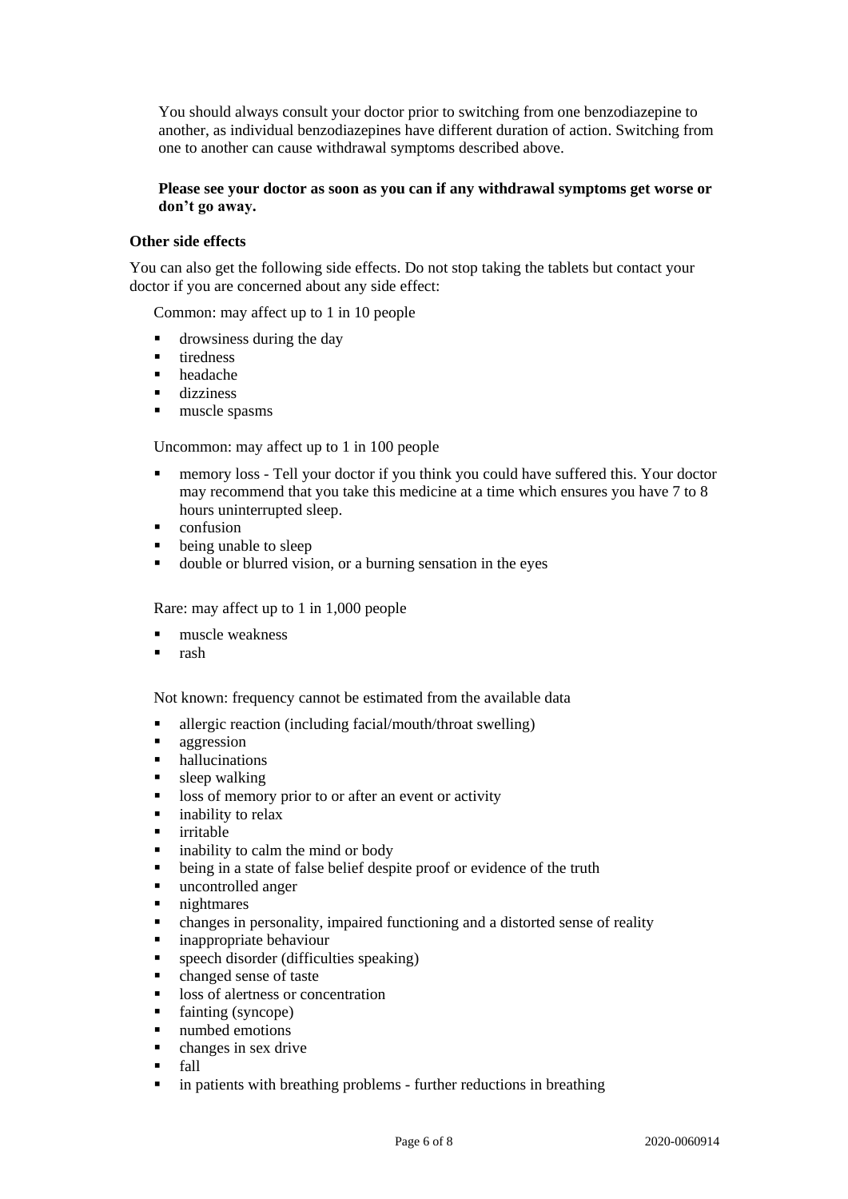You should always consult your doctor prior to switching from one benzodiazepine to another, as individual benzodiazepines have different duration of action. Switching from one to another can cause withdrawal symptoms described above.

**Please see your doctor as soon as you can if any withdrawal symptoms get worse or don't go away.**

**Other side effects**

You can also get the following side effects. Do not stop taking the tablets but contact your doctor if you are concerned about any side effect:

Common: may affect up to 1 in 10 people

- drowsiness during the day
- tiredness
- headache
- dizziness
- muscle spasms

Uncommon: may affect up to 1 in 100 people

- memory loss - Tell your doctor if you think you could have suffered this. Your doctor may recommend that you take this medicine at a time which ensures you have 7 to 8 hours uninterrupted sleep.
- confusion
- being unable to sleep
- double or blurred vision, or a burning sensation in the eyes

Rare: may affect up to 1 in 1,000 people

- muscle weakness
- rash

Not known: frequency cannot be estimated from the available data

- allergic reaction (including facial/mouth/throat swelling)
- aggression
- hallucinations
- sleep walking
- loss of memory prior to or after an event or activity
- inability to relax
- irritable
- inability to calm the mind or body
- being in a state of false belief despite proof or evidence of the truth
- uncontrolled anger
- nightmares
- changes in personality, impaired functioning and a distorted sense of reality
- inappropriate behaviour
- speech disorder (difficulties speaking)
- changed sense of taste
- loss of alertness or concentration
- fainting (syncope)
- numbed emotions
- changes in sex drive
- fall
- in patients with breathing problems - further reductions in breathing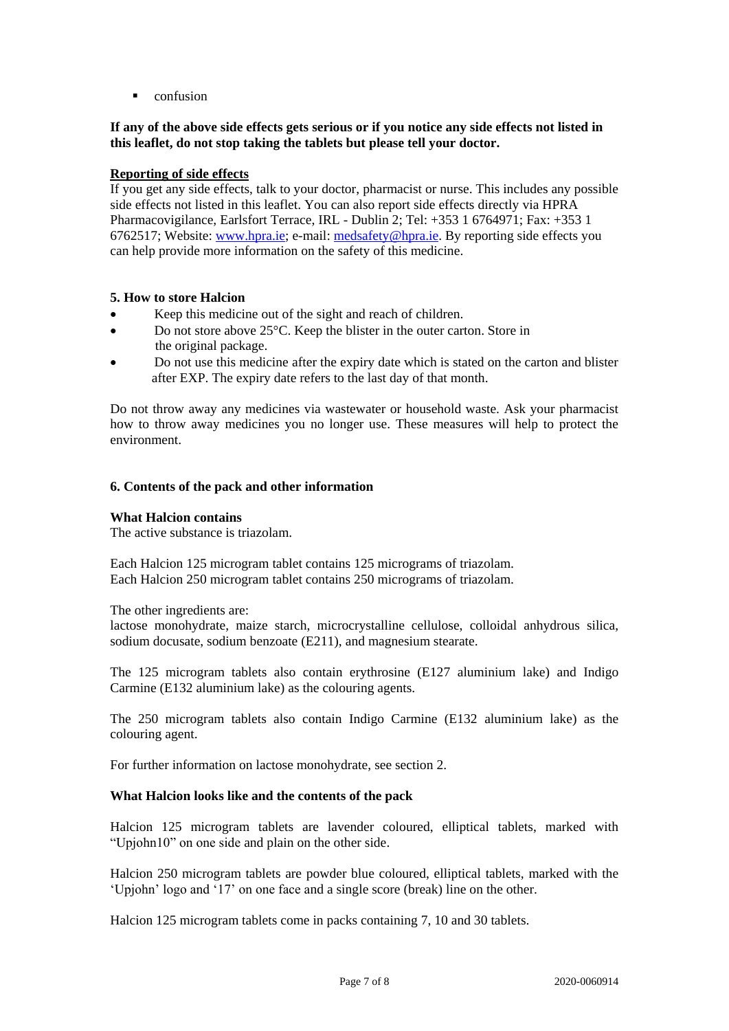- confusion

**If any of the above side effects gets serious or if you notice any side effects not listed in this leaflet, do not stop taking the tablets but please tell your doctor.**

**Reporting of side effects**

If you get any side effects, talk to your doctor, pharmacist or nurse. This includes any possible side effects not listed in this leaflet. You can also report side effects directly via HPRA Pharmacovigilance, Earlsfort Terrace, IRL - Dublin 2; Tel: +353 1 6764971; Fax: +353 1 6762517; Website: www.hpra.ie; e-mail: medsafety@hpra.ie. By reporting side effects you can help provide more information on the safety of this medicine.

### 5. How to store Halcion

- Keep this medicine out of the sight and reach of children.
- Do not store above 25°C. Keep the blister in the outer carton. Store in the original package.
- Do not use this medicine after the expiry date which is stated on the carton and blister after EXP. The expiry date refers to the last day of that month.

Do not throw away any medicines via wastewater or household waste. Ask your pharmacist how to throw away medicines you no longer use. These measures will help to protect the environment.

### 6. Contents of the pack and other information

**What Halcion contains**

The active substance is triazolam.

Each Halcion 125 microgram tablet contains 125 micrograms of triazolam.
Each Halcion 250 microgram tablet contains 250 micrograms of triazolam.

The other ingredients are:
lactose monohydrate, maize starch, microcrystalline cellulose, colloidal anhydrous silica, sodium docusate, sodium benzoate (E211), and magnesium stearate.

The 125 microgram tablets also contain erythrosine (E127 aluminium lake) and Indigo Carmine (E132 aluminium lake) as the colouring agents.

The 250 microgram tablets also contain Indigo Carmine (E132 aluminium lake) as the colouring agent.

For further information on lactose monohydrate, see section 2.

**What Halcion looks like and the contents of the pack**

Halcion 125 microgram tablets are lavender coloured, elliptical tablets, marked with "Upjohn10" on one side and plain on the other side.

Halcion 250 microgram tablets are powder blue coloured, elliptical tablets, marked with the 'Upjohn' logo and '17' on one face and a single score (break) line on the other.

Halcion 125 microgram tablets come in packs containing 7, 10 and 30 tablets.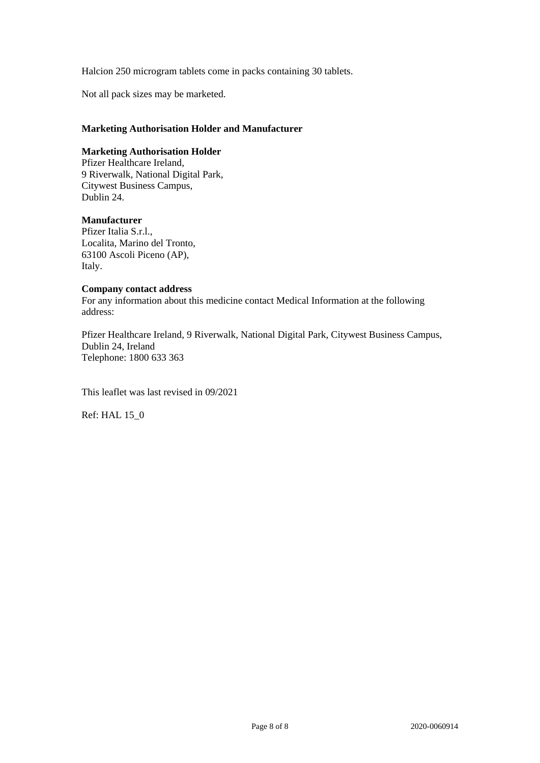Halcion 250 microgram tablets come in packs containing 30 tablets.

Not all pack sizes may be marketed.

**Marketing Authorisation Holder and Manufacturer**

**Marketing Authorisation Holder**
Pfizer Healthcare Ireland,
9 Riverwalk, National Digital Park,
Citywest Business Campus,
Dublin 24.

**Manufacturer**
Pfizer Italia S.r.l.,
Localita, Marino del Tronto,
63100 Ascoli Piceno (AP),
Italy.

**Company contact address**
For any information about this medicine contact Medical Information at the following address:

Pfizer Healthcare Ireland, 9 Riverwalk, National Digital Park, Citywest Business Campus, Dublin 24, Ireland
Telephone: 1800 633 363

This leaflet was last revised in 09/2021

Ref: HAL 15_0